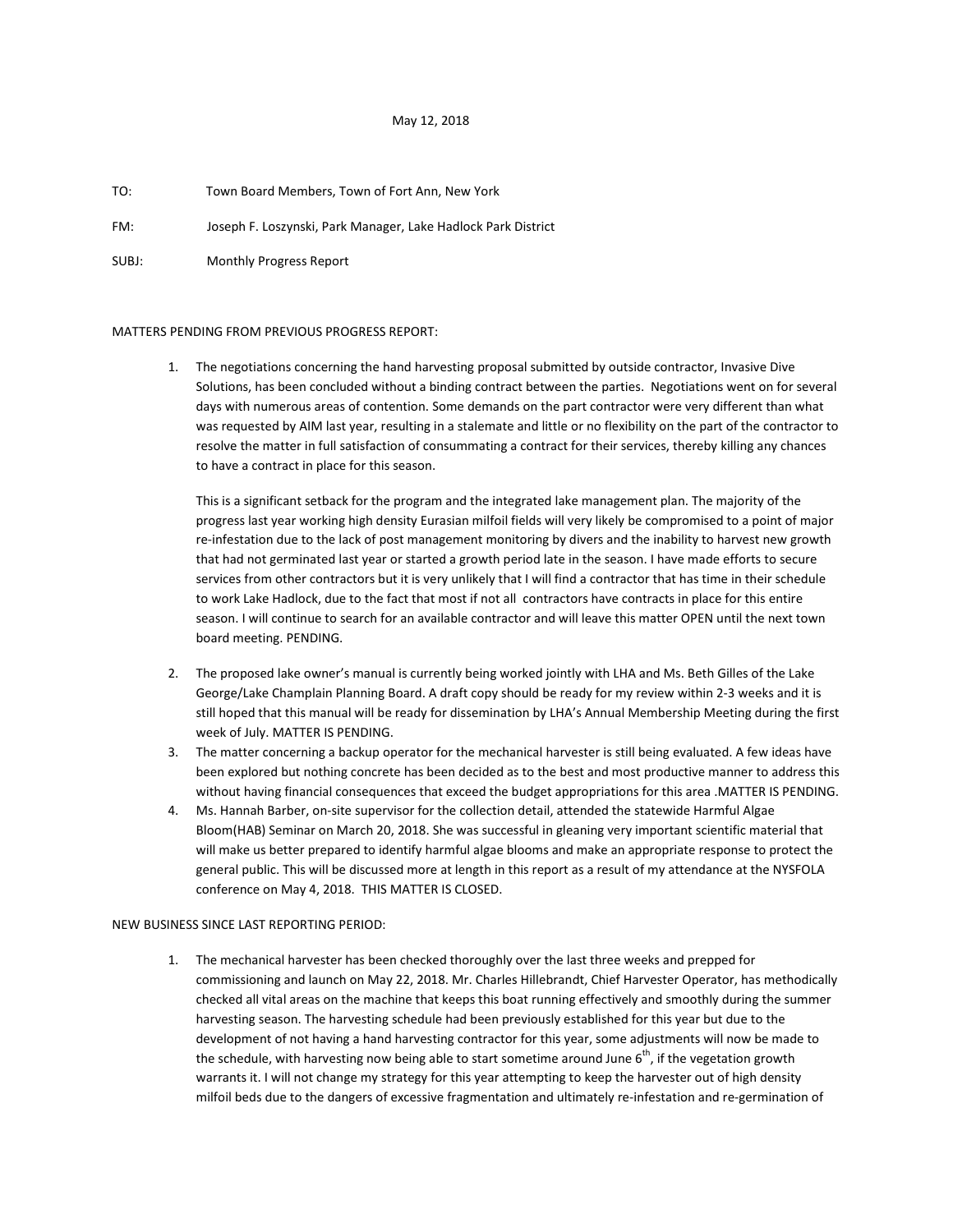May 12, 2018

TO: Town Board Members, Town of Fort Ann, New York

FM: Joseph F. Loszynski, Park Manager, Lake Hadlock Park District

SUBJ: Monthly Progress Report

MATTERS PENDING FROM PREVIOUS PROGRESS REPORT:

1. The negotiations concerning the hand harvesting proposal submitted by outside contractor, Invasive Dive Solutions, has been concluded without a binding contract between the parties. Negotiations went on for several days with numerous areas of contention. Some demands on the part contractor were very different than what was requested by AIM last year, resulting in a stalemate and little or no flexibility on the part of the contractor to resolve the matter in full satisfaction of consummating a contract for their services, thereby killing any chances to have a contract in place for this season.

   This is a significant setback for the program and the integrated lake management plan. The majority of the progress last year working high density Eurasian milfoil fields will very likely be compromised to a point of major re-infestation due to the lack of post management monitoring by divers and the inability to harvest new growth that had not germinated last year or started a growth period late in the season. I have made efforts to secure services from other contractors but it is very unlikely that I will find a contractor that has time in their schedule to work Lake Hadlock, due to the fact that most if not all contractors have contracts in place for this entire season. I will continue to search for an available contractor and will leave this matter OPEN until the next town board meeting. PENDING.

2. The proposed lake owner's manual is currently being worked jointly with LHA and Ms. Beth Gilles of the Lake George/Lake Champlain Planning Board. A draft copy should be ready for my review within 2-3 weeks and it is still hoped that this manual will be ready for dissemination by LHA's Annual Membership Meeting during the first week of July. MATTER IS PENDING.
3. The matter concerning a backup operator for the mechanical harvester is still being evaluated. A few ideas have been explored but nothing concrete has been decided as to the best and most productive manner to address this without having financial consequences that exceed the budget appropriations for this area .MATTER IS PENDING.
4. Ms. Hannah Barber, on-site supervisor for the collection detail, attended the statewide Harmful Algae Bloom(HAB) Seminar on March 20, 2018. She was successful in gleaning very important scientific material that will make us better prepared to identify harmful algae blooms and make an appropriate response to protect the general public. This will be discussed more at length in this report as a result of my attendance at the NYSFOLA conference on May 4, 2018. THIS MATTER IS CLOSED.

NEW BUSINESS SINCE LAST REPORTING PERIOD:

1. The mechanical harvester has been checked thoroughly over the last three weeks and prepped for commissioning and launch on May 22, 2018. Mr. Charles Hillebrandt, Chief Harvester Operator, has methodically checked all vital areas on the machine that keeps this boat running effectively and smoothly during the summer harvesting season. The harvesting schedule had been previously established for this year but due to the development of not having a hand harvesting contractor for this year, some adjustments will now be made to the schedule, with harvesting now being able to start sometime around June 6th, if the vegetation growth warrants it. I will not change my strategy for this year attempting to keep the harvester out of high density milfoil beds due to the dangers of excessive fragmentation and ultimately re-infestation and re-germination of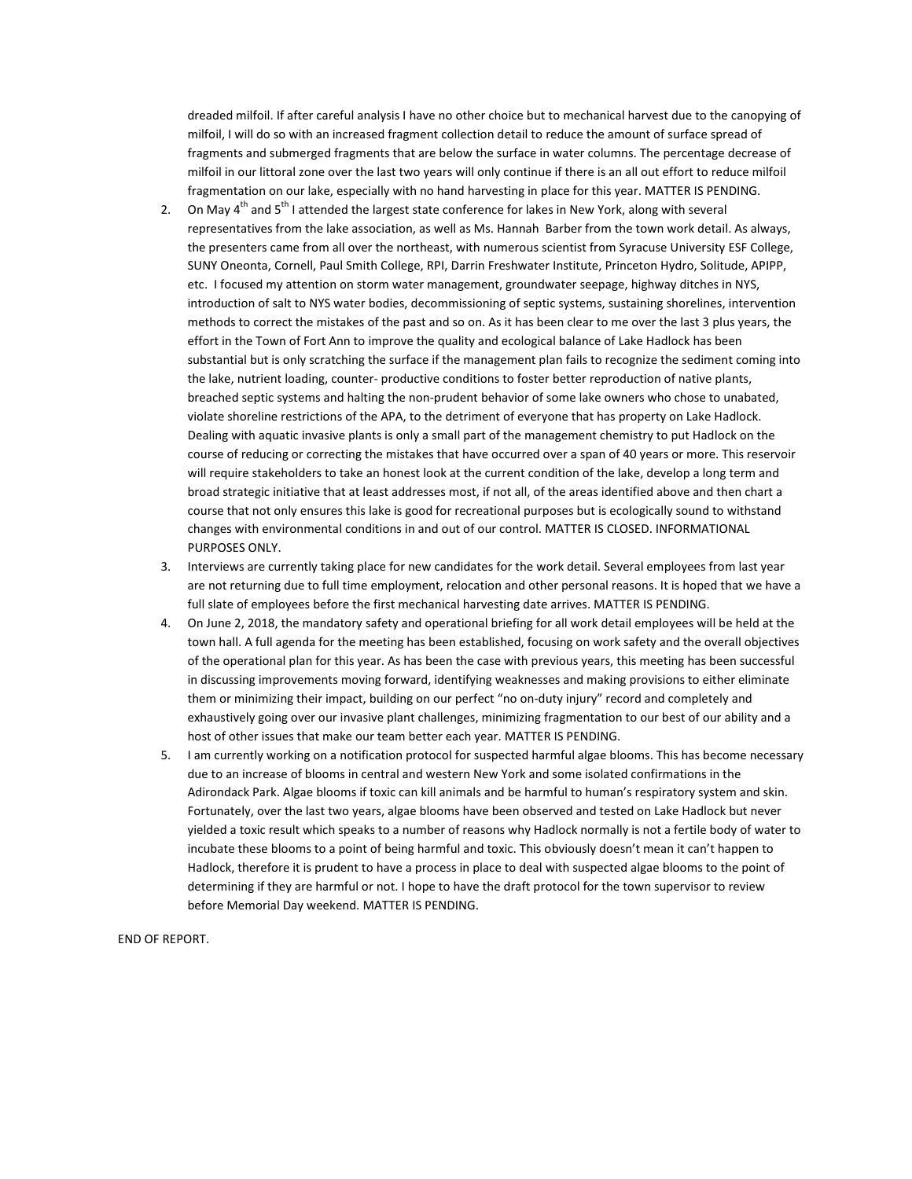dreaded milfoil. If after careful analysis I have no other choice but to mechanical harvest due to the canopying of milfoil, I will do so with an increased fragment collection detail to reduce the amount of surface spread of fragments and submerged fragments that are below the surface in water columns. The percentage decrease of milfoil in our littoral zone over the last two years will only continue if there is an all out effort to reduce milfoil fragmentation on our lake, especially with no hand harvesting in place for this year. MATTER IS PENDING.

2. On May 4th and 5th I attended the largest state conference for lakes in New York, along with several representatives from the lake association, as well as Ms. Hannah Barber from the town work detail. As always, the presenters came from all over the northeast, with numerous scientist from Syracuse University ESF College, SUNY Oneonta, Cornell, Paul Smith College, RPI, Darrin Freshwater Institute, Princeton Hydro, Solitude, APIPP, etc. I focused my attention on storm water management, groundwater seepage, highway ditches in NYS, introduction of salt to NYS water bodies, decommissioning of septic systems, sustaining shorelines, intervention methods to correct the mistakes of the past and so on. As it has been clear to me over the last 3 plus years, the effort in the Town of Fort Ann to improve the quality and ecological balance of Lake Hadlock has been substantial but is only scratching the surface if the management plan fails to recognize the sediment coming into the lake, nutrient loading, counter- productive conditions to foster better reproduction of native plants, breached septic systems and halting the non-prudent behavior of some lake owners who chose to unabated, violate shoreline restrictions of the APA, to the detriment of everyone that has property on Lake Hadlock. Dealing with aquatic invasive plants is only a small part of the management chemistry to put Hadlock on the course of reducing or correcting the mistakes that have occurred over a span of 40 years or more. This reservoir will require stakeholders to take an honest look at the current condition of the lake, develop a long term and broad strategic initiative that at least addresses most, if not all, of the areas identified above and then chart a course that not only ensures this lake is good for recreational purposes but is ecologically sound to withstand changes with environmental conditions in and out of our control. MATTER IS CLOSED. INFORMATIONAL PURPOSES ONLY.

3. Interviews are currently taking place for new candidates for the work detail. Several employees from last year are not returning due to full time employment, relocation and other personal reasons. It is hoped that we have a full slate of employees before the first mechanical harvesting date arrives. MATTER IS PENDING.

4. On June 2, 2018, the mandatory safety and operational briefing for all work detail employees will be held at the town hall. A full agenda for the meeting has been established, focusing on work safety and the overall objectives of the operational plan for this year. As has been the case with previous years, this meeting has been successful in discussing improvements moving forward, identifying weaknesses and making provisions to either eliminate them or minimizing their impact, building on our perfect "no on-duty injury" record and completely and exhaustively going over our invasive plant challenges, minimizing fragmentation to our best of our ability and a host of other issues that make our team better each year. MATTER IS PENDING.

5. I am currently working on a notification protocol for suspected harmful algae blooms. This has become necessary due to an increase of blooms in central and western New York and some isolated confirmations in the Adirondack Park. Algae blooms if toxic can kill animals and be harmful to human's respiratory system and skin. Fortunately, over the last two years, algae blooms have been observed and tested on Lake Hadlock but never yielded a toxic result which speaks to a number of reasons why Hadlock normally is not a fertile body of water to incubate these blooms to a point of being harmful and toxic. This obviously doesn't mean it can't happen to Hadlock, therefore it is prudent to have a process in place to deal with suspected algae blooms to the point of determining if they are harmful or not. I hope to have the draft protocol for the town supervisor to review before Memorial Day weekend. MATTER IS PENDING.

END OF REPORT.